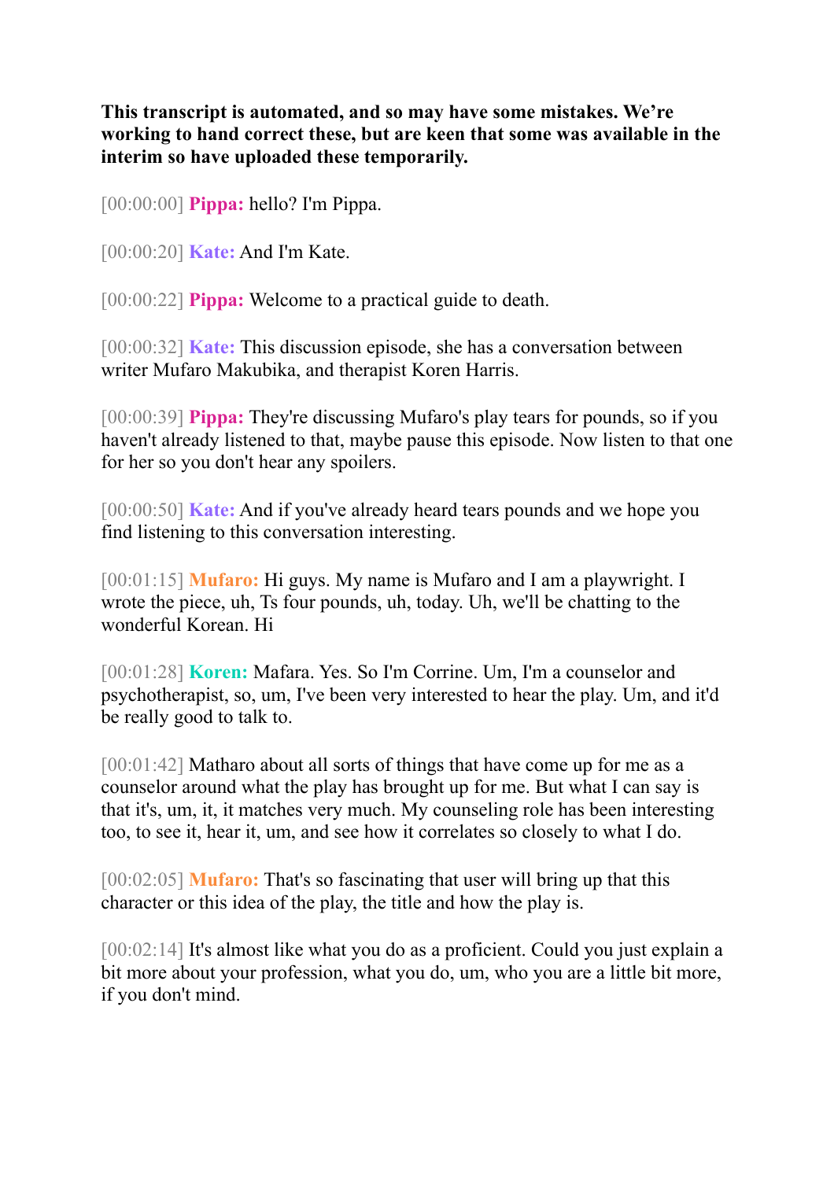**This transcript is automated, and so may have some mistakes. We're working to hand correct these, but are keen that some was available in the interim so have uploaded these temporarily.**

[00:00:00] **Pippa:** hello? I'm Pippa.

[00:00:20] **Kate:** And I'm Kate.

[00:00:22] **Pippa:** Welcome to a practical guide to death.

[00:00:32] **Kate:** This discussion episode, she has a conversation between writer Mufaro Makubika, and therapist Koren Harris.

[00:00:39] **Pippa:** They're discussing Mufaro's play tears for pounds, so if you haven't already listened to that, maybe pause this episode. Now listen to that one for her so you don't hear any spoilers.

[00:00:50] **Kate:** And if you've already heard tears pounds and we hope you find listening to this conversation interesting.

[00:01:15] **Mufaro:** Hi guys. My name is Mufaro and I am a playwright. I wrote the piece, uh, Ts four pounds, uh, today. Uh, we'll be chatting to the wonderful Korean. Hi

[00:01:28] **Koren:** Mafara. Yes. So I'm Corrine. Um, I'm a counselor and psychotherapist, so, um, I've been very interested to hear the play. Um, and it'd be really good to talk to.

[00:01:42] Matharo about all sorts of things that have come up for me as a counselor around what the play has brought up for me. But what I can say is that it's, um, it, it matches very much. My counseling role has been interesting too, to see it, hear it, um, and see how it correlates so closely to what I do.

[00:02:05] **Mufaro:** That's so fascinating that user will bring up that this character or this idea of the play, the title and how the play is.

[00:02:14] It's almost like what you do as a proficient. Could you just explain a bit more about your profession, what you do, um, who you are a little bit more, if you don't mind.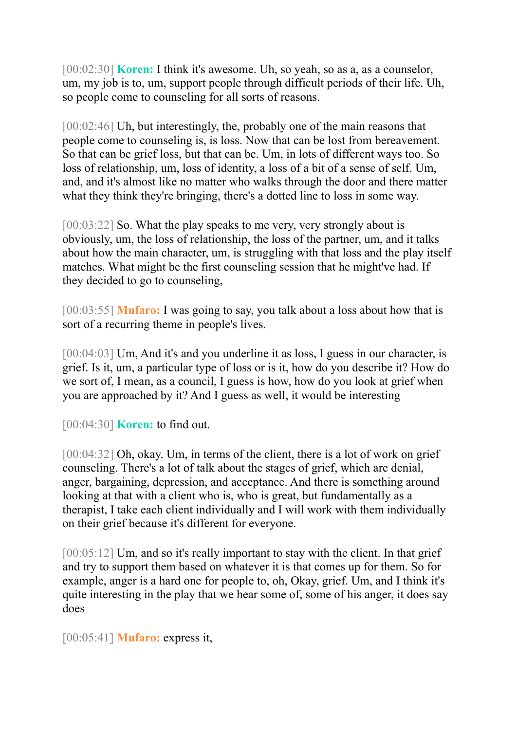[00:02:30] **Koren:** I think it's awesome. Uh, so yeah, so as a, as a counselor, um, my job is to, um, support people through difficult periods of their life. Uh, so people come to counseling for all sorts of reasons.

[00:02:46] Uh, but interestingly, the, probably one of the main reasons that people come to counseling is, is loss. Now that can be lost from bereavement. So that can be grief loss, but that can be. Um, in lots of different ways too. So loss of relationship, um, loss of identity, a loss of a bit of a sense of self. Um, and, and it's almost like no matter who walks through the door and there matter what they think they're bringing, there's a dotted line to loss in some way.

[00:03:22] So. What the play speaks to me very, very strongly about is obviously, um, the loss of relationship, the loss of the partner, um, and it talks about how the main character, um, is struggling with that loss and the play itself matches. What might be the first counseling session that he might've had. If they decided to go to counseling,

[00:03:55] **Mufaro:** I was going to say, you talk about a loss about how that is sort of a recurring theme in people's lives.

[00:04:03] Um, And it's and you underline it as loss, I guess in our character, is grief. Is it, um, a particular type of loss or is it, how do you describe it? How do we sort of, I mean, as a council, I guess is how, how do you look at grief when you are approached by it? And I guess as well, it would be interesting

[00:04:30] **Koren:** to find out.

[00:04:32] Oh, okay. Um, in terms of the client, there is a lot of work on grief counseling. There's a lot of talk about the stages of grief, which are denial, anger, bargaining, depression, and acceptance. And there is something around looking at that with a client who is, who is great, but fundamentally as a therapist, I take each client individually and I will work with them individually on their grief because it's different for everyone.

[00:05:12] Um, and so it's really important to stay with the client. In that grief and try to support them based on whatever it is that comes up for them. So for example, anger is a hard one for people to, oh, Okay, grief. Um, and I think it's quite interesting in the play that we hear some of, some of his anger, it does say does

[00:05:41] **Mufaro:** express it,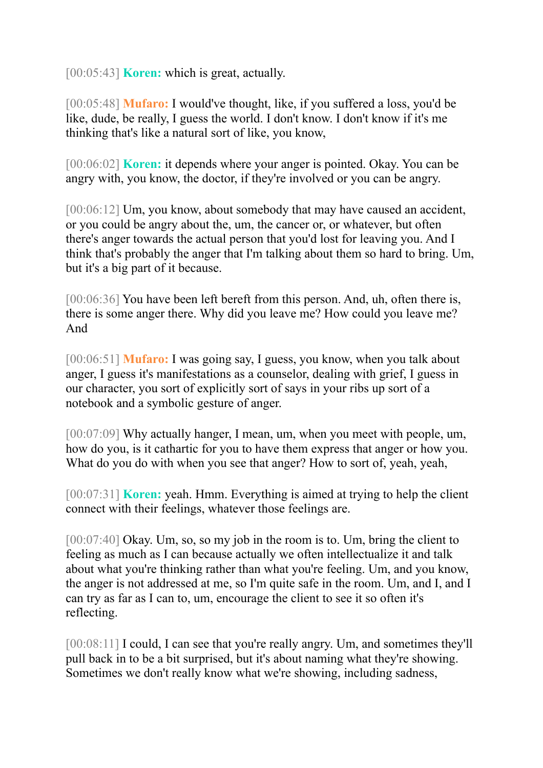[00:05:43] **Koren:** which is great, actually.

[00:05:48] **Mufaro:** I would've thought, like, if you suffered a loss, you'd be like, dude, be really, I guess the world. I don't know. I don't know if it's me thinking that's like a natural sort of like, you know,

[00:06:02] **Koren:** it depends where your anger is pointed. Okay. You can be angry with, you know, the doctor, if they're involved or you can be angry.

[00:06:12] Um, you know, about somebody that may have caused an accident, or you could be angry about the, um, the cancer or, or whatever, but often there's anger towards the actual person that you'd lost for leaving you. And I think that's probably the anger that I'm talking about them so hard to bring. Um, but it's a big part of it because.

[00:06:36] You have been left bereft from this person. And, uh, often there is, there is some anger there. Why did you leave me? How could you leave me? And

[00:06:51] **Mufaro:** I was going say, I guess, you know, when you talk about anger, I guess it's manifestations as a counselor, dealing with grief, I guess in our character, you sort of explicitly sort of says in your ribs up sort of a notebook and a symbolic gesture of anger.

[00:07:09] Why actually hanger, I mean, um, when you meet with people, um, how do you, is it cathartic for you to have them express that anger or how you. What do you do with when you see that anger? How to sort of, yeah, yeah,

[00:07:31] **Koren:** yeah. Hmm. Everything is aimed at trying to help the client connect with their feelings, whatever those feelings are.

[00:07:40] Okay. Um, so, so my job in the room is to. Um, bring the client to feeling as much as I can because actually we often intellectualize it and talk about what you're thinking rather than what you're feeling. Um, and you know, the anger is not addressed at me, so I'm quite safe in the room. Um, and I, and I can try as far as I can to, um, encourage the client to see it so often it's reflecting.

[00:08:11] I could, I can see that you're really angry. Um, and sometimes they'll pull back in to be a bit surprised, but it's about naming what they're showing. Sometimes we don't really know what we're showing, including sadness,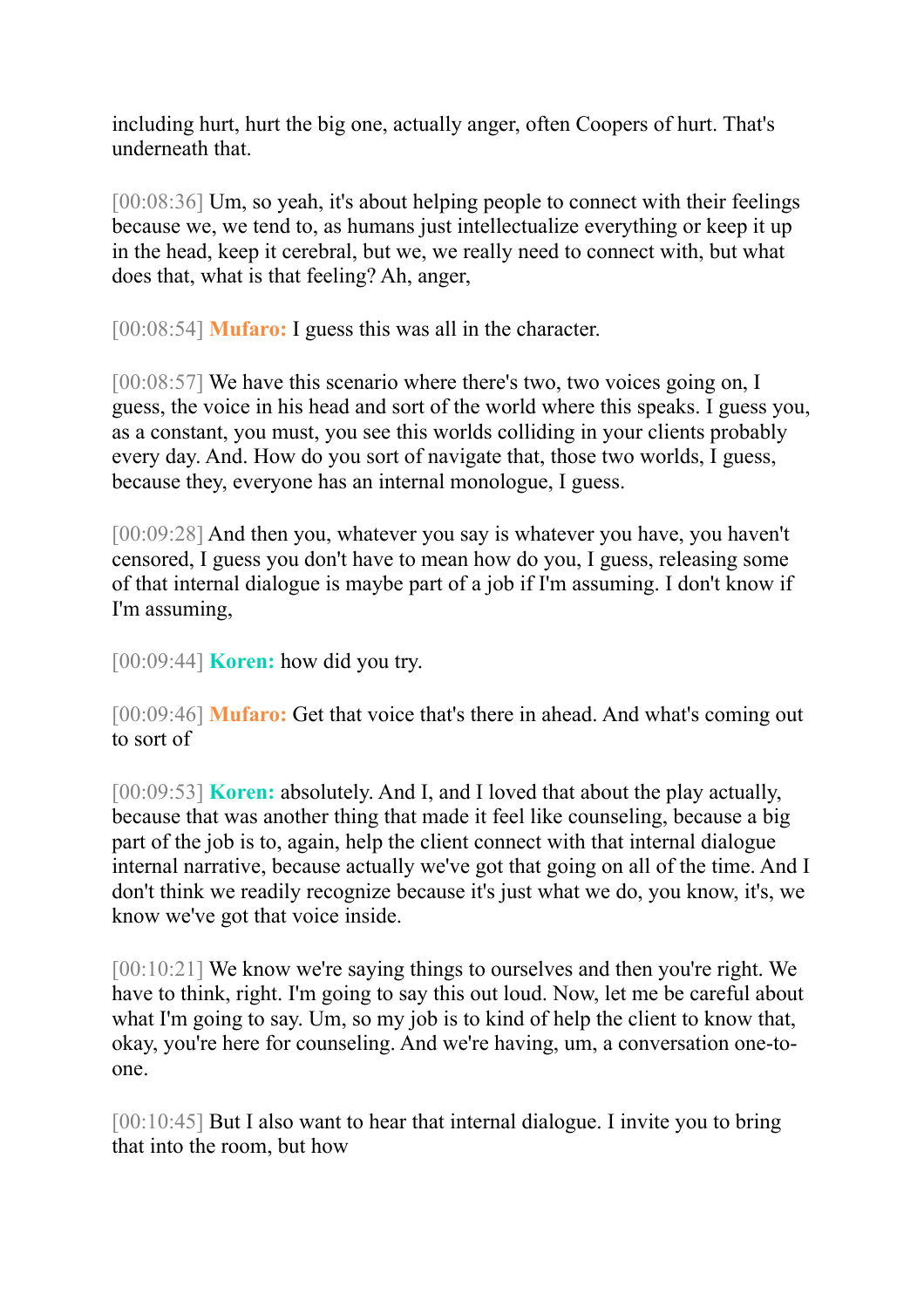including hurt, hurt the big one, actually anger, often Coopers of hurt. That's underneath that.

[00:08:36] Um, so yeah, it's about helping people to connect with their feelings because we, we tend to, as humans just intellectualize everything or keep it up in the head, keep it cerebral, but we, we really need to connect with, but what does that, what is that feeling? Ah, anger,

[00:08:54] **Mufaro:** I guess this was all in the character.

[00:08:57] We have this scenario where there's two, two voices going on, I guess, the voice in his head and sort of the world where this speaks. I guess you, as a constant, you must, you see this worlds colliding in your clients probably every day. And. How do you sort of navigate that, those two worlds, I guess, because they, everyone has an internal monologue, I guess.

[00:09:28] And then you, whatever you say is whatever you have, you haven't censored, I guess you don't have to mean how do you, I guess, releasing some of that internal dialogue is maybe part of a job if I'm assuming. I don't know if I'm assuming,

[00:09:44] **Koren:** how did you try.

[00:09:46] **Mufaro:** Get that voice that's there in ahead. And what's coming out to sort of

[00:09:53] **Koren:** absolutely. And I, and I loved that about the play actually, because that was another thing that made it feel like counseling, because a big part of the job is to, again, help the client connect with that internal dialogue internal narrative, because actually we've got that going on all of the time. And I don't think we readily recognize because it's just what we do, you know, it's, we know we've got that voice inside.

[00:10:21] We know we're saying things to ourselves and then you're right. We have to think, right. I'm going to say this out loud. Now, let me be careful about what I'm going to say. Um, so my job is to kind of help the client to know that, okay, you're here for counseling. And we're having, um, a conversation one-to-one.

[00:10:45] But I also want to hear that internal dialogue. I invite you to bring that into the room, but how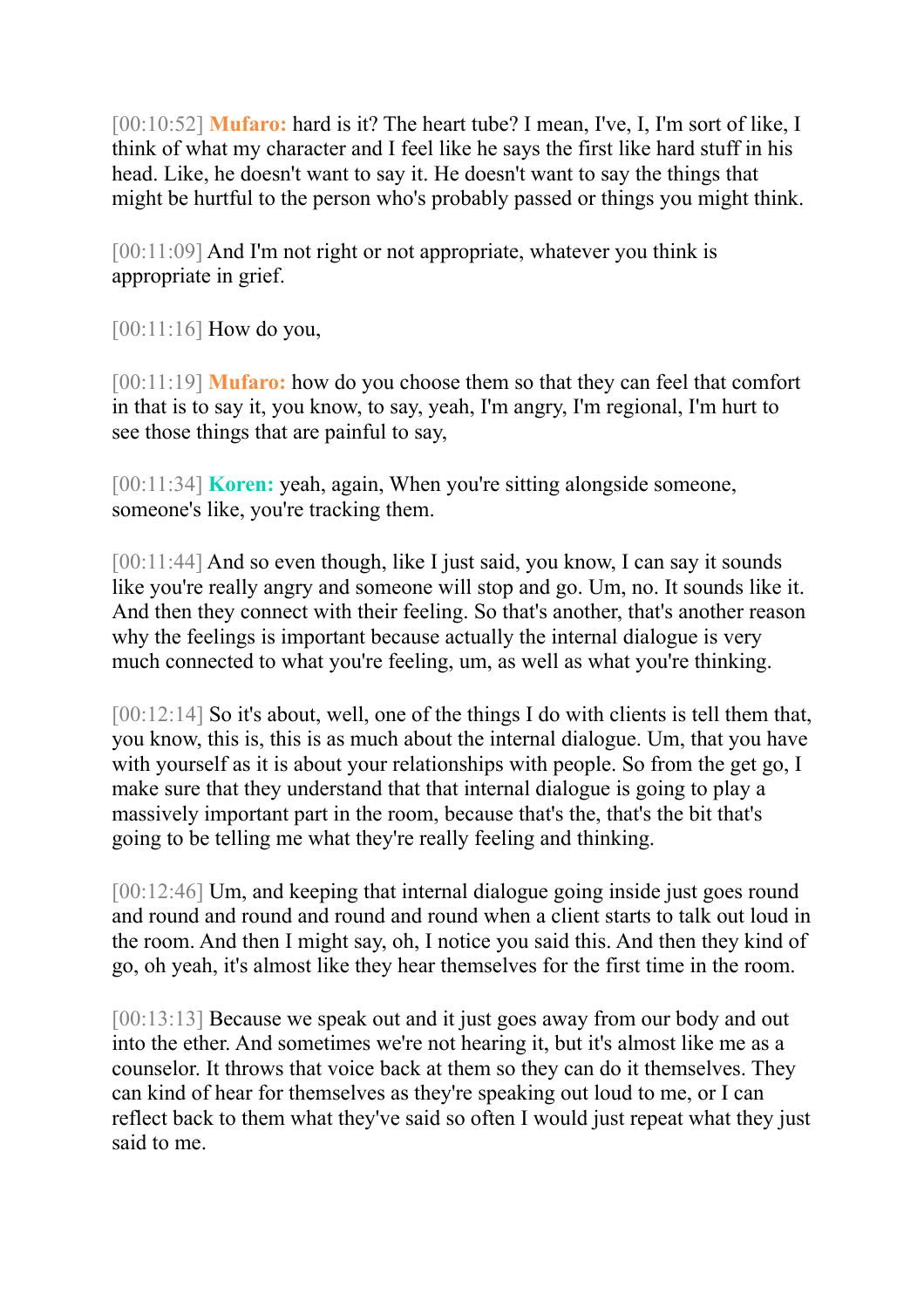[00:10:52] **Mufaro:** hard is it? The heart tube? I mean, I've, I, I'm sort of like, I think of what my character and I feel like he says the first like hard stuff in his head. Like, he doesn't want to say it. He doesn't want to say the things that might be hurtful to the person who's probably passed or things you might think.

[00:11:09] And I'm not right or not appropriate, whatever you think is appropriate in grief.

[00:11:16] How do you,

[00:11:19] **Mufaro:** how do you choose them so that they can feel that comfort in that is to say it, you know, to say, yeah, I'm angry, I'm regional, I'm hurt to see those things that are painful to say,

[00:11:34] **Koren:** yeah, again, When you're sitting alongside someone, someone's like, you're tracking them.

[00:11:44] And so even though, like I just said, you know, I can say it sounds like you're really angry and someone will stop and go. Um, no. It sounds like it. And then they connect with their feeling. So that's another, that's another reason why the feelings is important because actually the internal dialogue is very much connected to what you're feeling, um, as well as what you're thinking.

[00:12:14] So it's about, well, one of the things I do with clients is tell them that, you know, this is, this is as much about the internal dialogue. Um, that you have with yourself as it is about your relationships with people. So from the get go, I make sure that they understand that that internal dialogue is going to play a massively important part in the room, because that's the, that's the bit that's going to be telling me what they're really feeling and thinking.

[00:12:46] Um, and keeping that internal dialogue going inside just goes round and round and round and round and round when a client starts to talk out loud in the room. And then I might say, oh, I notice you said this. And then they kind of go, oh yeah, it's almost like they hear themselves for the first time in the room.

[00:13:13] Because we speak out and it just goes away from our body and out into the ether. And sometimes we're not hearing it, but it's almost like me as a counselor. It throws that voice back at them so they can do it themselves. They can kind of hear for themselves as they're speaking out loud to me, or I can reflect back to them what they've said so often I would just repeat what they just said to me.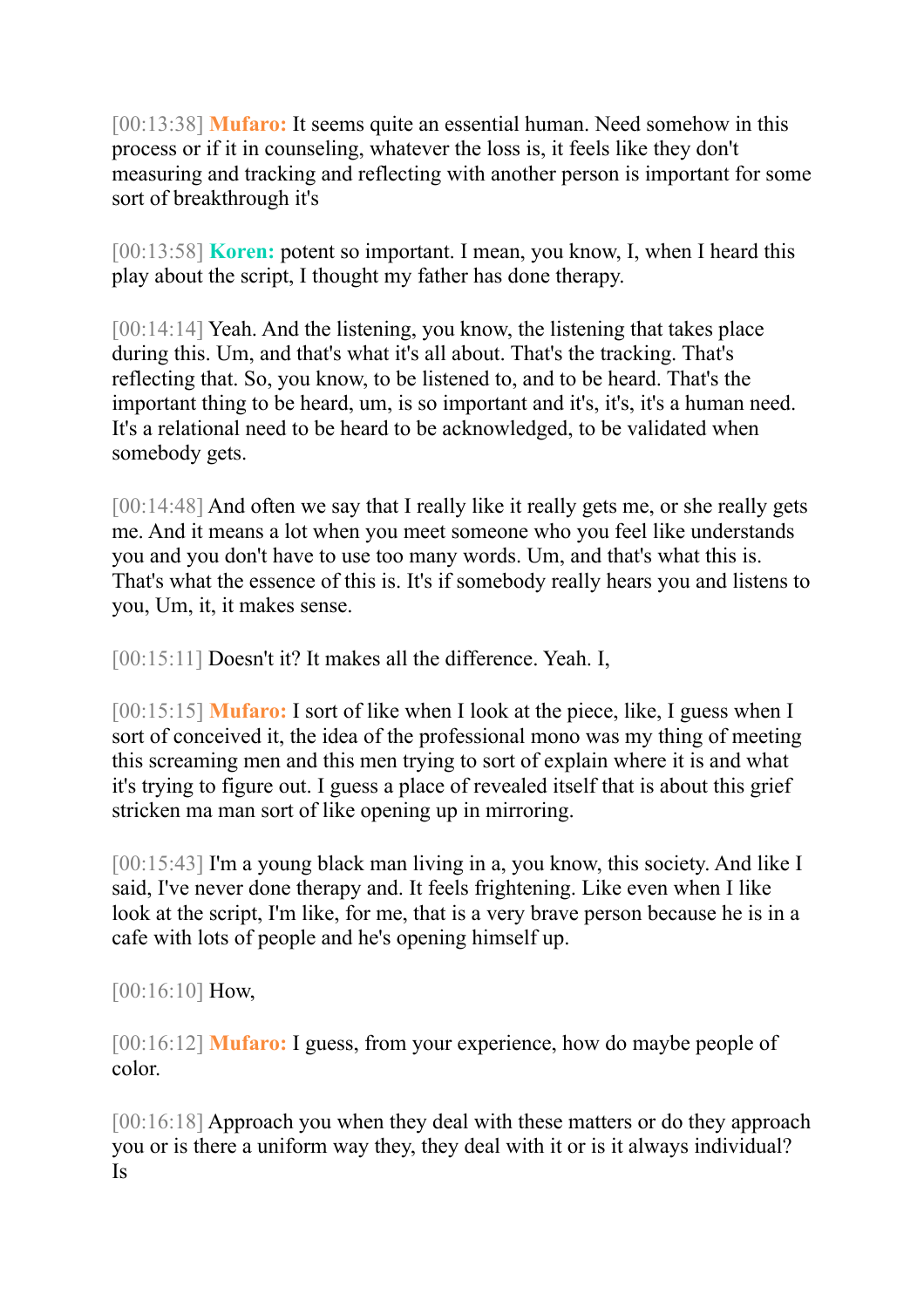[00:13:38] **Mufaro:** It seems quite an essential human. Need somehow in this process or if it in counseling, whatever the loss is, it feels like they don't measuring and tracking and reflecting with another person is important for some sort of breakthrough it's

[00:13:58] **Koren:** potent so important. I mean, you know, I, when I heard this play about the script, I thought my father has done therapy.

[00:14:14] Yeah. And the listening, you know, the listening that takes place during this. Um, and that's what it's all about. That's the tracking. That's reflecting that. So, you know, to be listened to, and to be heard. That's the important thing to be heard, um, is so important and it's, it's, it's a human need. It's a relational need to be heard to be acknowledged, to be validated when somebody gets.

[00:14:48] And often we say that I really like it really gets me, or she really gets me. And it means a lot when you meet someone who you feel like understands you and you don't have to use too many words. Um, and that's what this is. That's what the essence of this is. It's if somebody really hears you and listens to you, Um, it, it makes sense.

[00:15:11] Doesn't it? It makes all the difference. Yeah. I,

[00:15:15] **Mufaro:** I sort of like when I look at the piece, like, I guess when I sort of conceived it, the idea of the professional mono was my thing of meeting this screaming men and this men trying to sort of explain where it is and what it's trying to figure out. I guess a place of revealed itself that is about this grief stricken ma man sort of like opening up in mirroring.

[00:15:43] I'm a young black man living in a, you know, this society. And like I said, I've never done therapy and. It feels frightening. Like even when I like look at the script, I'm like, for me, that is a very brave person because he is in a cafe with lots of people and he's opening himself up.

[00:16:10] How,

[00:16:12] **Mufaro:** I guess, from your experience, how do maybe people of color.

[00:16:18] Approach you when they deal with these matters or do they approach you or is there a uniform way they, they deal with it or is it always individual? Is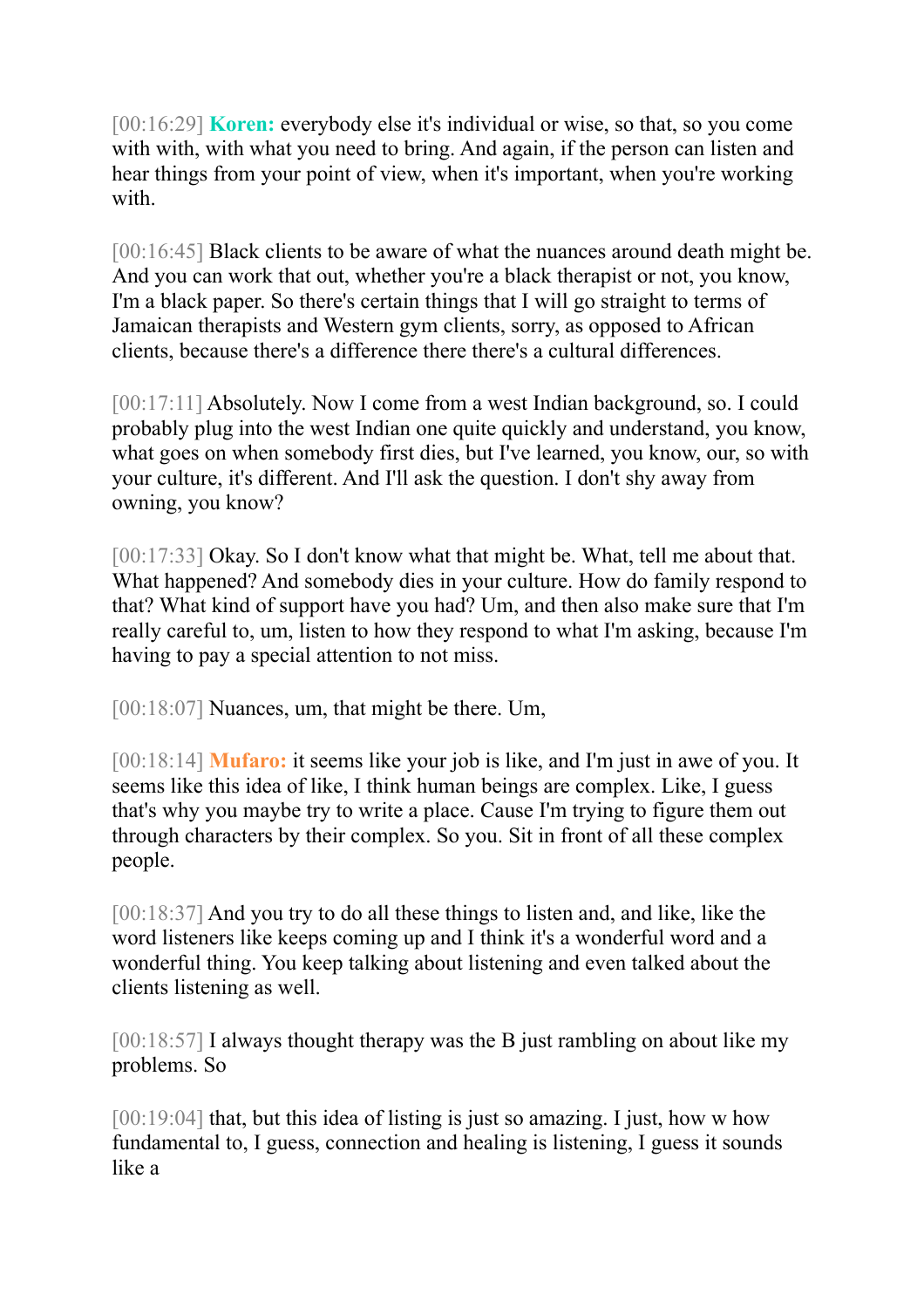[00:16:29] **Koren:** everybody else it's individual or wise, so that, so you come with with, with what you need to bring. And again, if the person can listen and hear things from your point of view, when it's important, when you're working with.

[00:16:45] Black clients to be aware of what the nuances around death might be. And you can work that out, whether you're a black therapist or not, you know, I'm a black paper. So there's certain things that I will go straight to terms of Jamaican therapists and Western gym clients, sorry, as opposed to African clients, because there's a difference there there's a cultural differences.

[00:17:11] Absolutely. Now I come from a west Indian background, so. I could probably plug into the west Indian one quite quickly and understand, you know, what goes on when somebody first dies, but I've learned, you know, our, so with your culture, it's different. And I'll ask the question. I don't shy away from owning, you know?

[00:17:33] Okay. So I don't know what that might be. What, tell me about that. What happened? And somebody dies in your culture. How do family respond to that? What kind of support have you had? Um, and then also make sure that I'm really careful to, um, listen to how they respond to what I'm asking, because I'm having to pay a special attention to not miss.

[00:18:07] Nuances, um, that might be there. Um,

[00:18:14] **Mufaro:** it seems like your job is like, and I'm just in awe of you. It seems like this idea of like, I think human beings are complex. Like, I guess that's why you maybe try to write a place. Cause I'm trying to figure them out through characters by their complex. So you. Sit in front of all these complex people.

[00:18:37] And you try to do all these things to listen and, and like, like the word listeners like keeps coming up and I think it's a wonderful word and a wonderful thing. You keep talking about listening and even talked about the clients listening as well.

[00:18:57] I always thought therapy was the B just rambling on about like my problems. So

[00:19:04] that, but this idea of listing is just so amazing. I just, how w how fundamental to, I guess, connection and healing is listening, I guess it sounds like a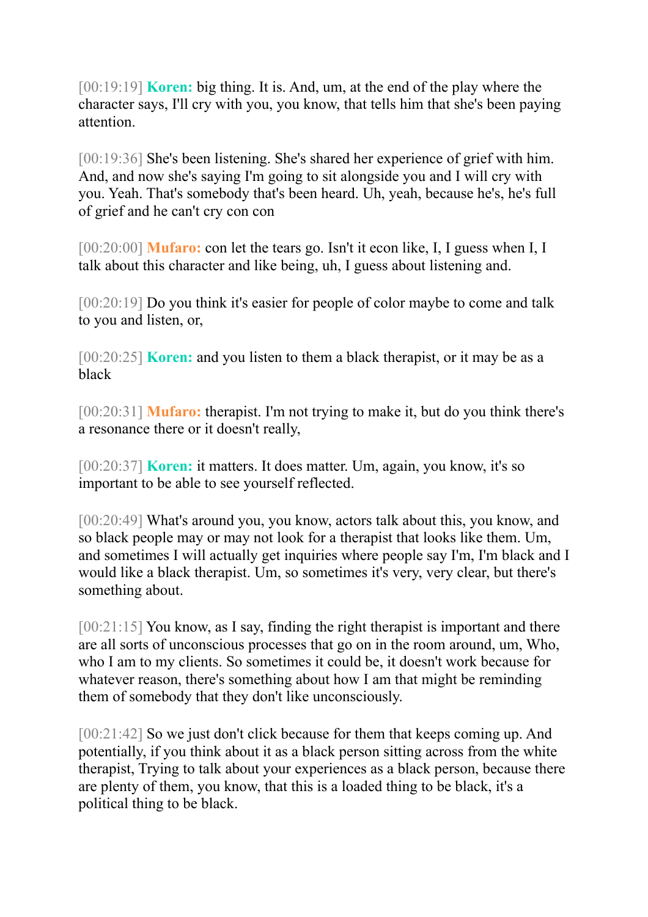[00:19:19] **Koren:** big thing. It is. And, um, at the end of the play where the character says, I'll cry with you, you know, that tells him that she's been paying attention.

[00:19:36] She's been listening. She's shared her experience of grief with him. And, and now she's saying I'm going to sit alongside you and I will cry with you. Yeah. That's somebody that's been heard. Uh, yeah, because he's, he's full of grief and he can't cry con con

[00:20:00] **Mufaro:** con let the tears go. Isn't it econ like, I, I guess when I, I talk about this character and like being, uh, I guess about listening and.

[00:20:19] Do you think it's easier for people of color maybe to come and talk to you and listen, or,

[00:20:25] **Koren:** and you listen to them a black therapist, or it may be as a black

[00:20:31] **Mufaro:** therapist. I'm not trying to make it, but do you think there's a resonance there or it doesn't really,

[00:20:37] **Koren:** it matters. It does matter. Um, again, you know, it's so important to be able to see yourself reflected.

[00:20:49] What's around you, you know, actors talk about this, you know, and so black people may or may not look for a therapist that looks like them. Um, and sometimes I will actually get inquiries where people say I'm, I'm black and I would like a black therapist. Um, so sometimes it's very, very clear, but there's something about.

[00:21:15] You know, as I say, finding the right therapist is important and there are all sorts of unconscious processes that go on in the room around, um, Who, who I am to my clients. So sometimes it could be, it doesn't work because for whatever reason, there's something about how I am that might be reminding them of somebody that they don't like unconsciously.

[00:21:42] So we just don't click because for them that keeps coming up. And potentially, if you think about it as a black person sitting across from the white therapist, Trying to talk about your experiences as a black person, because there are plenty of them, you know, that this is a loaded thing to be black, it's a political thing to be black.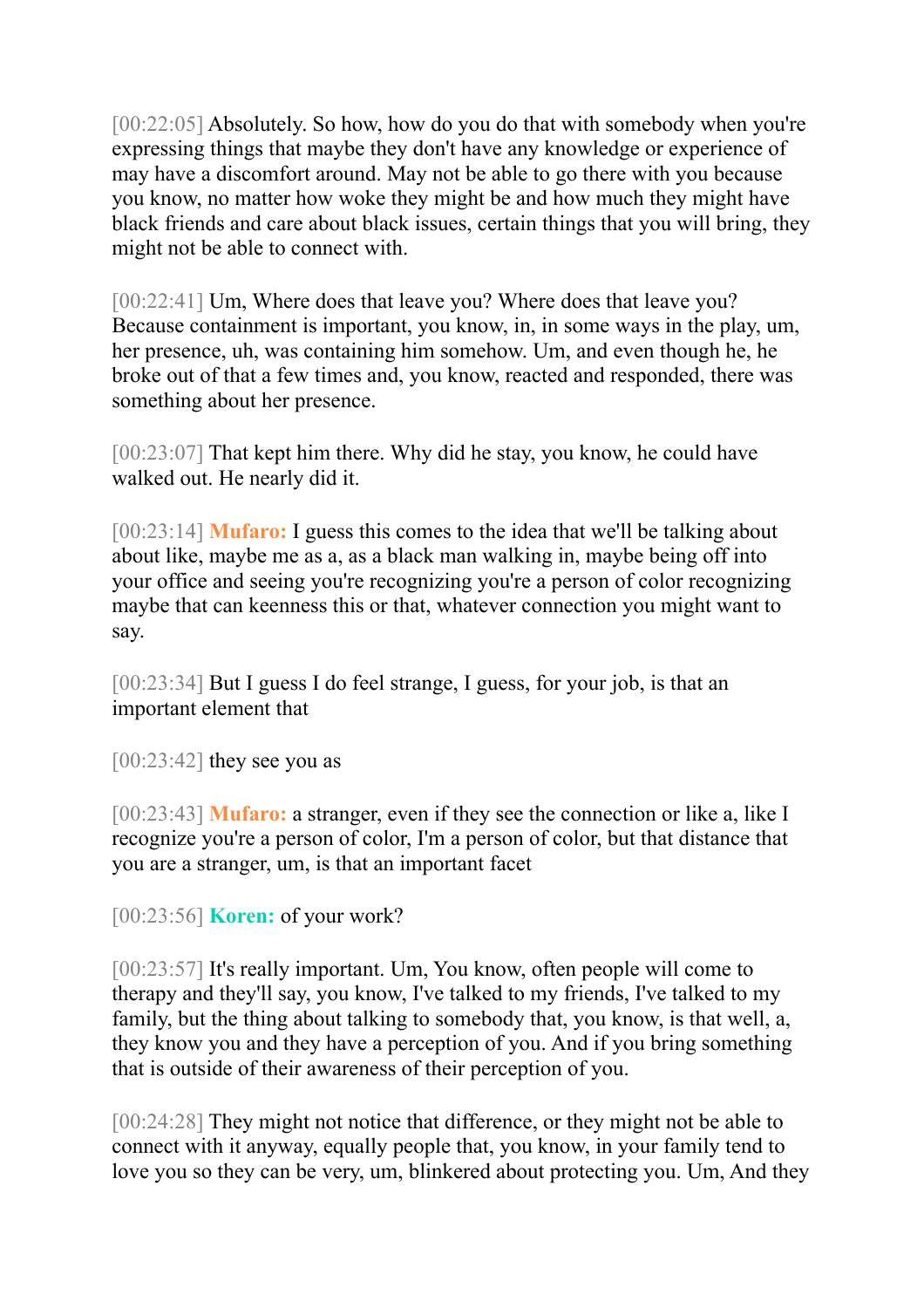[00:22:05] Absolutely. So how, how do you do that with somebody when you're expressing things that maybe they don't have any knowledge or experience of may have a discomfort around. May not be able to go there with you because you know, no matter how woke they might be and how much they might have black friends and care about black issues, certain things that you will bring, they might not be able to connect with.

[00:22:41] Um, Where does that leave you? Where does that leave you? Because containment is important, you know, in, in some ways in the play, um, her presence, uh, was containing him somehow. Um, and even though he, he broke out of that a few times and, you know, reacted and responded, there was something about her presence.

[00:23:07] That kept him there. Why did he stay, you know, he could have walked out. He nearly did it.

[00:23:14] **Mufaro:** I guess this comes to the idea that we'll be talking about about like, maybe me as a, as a black man walking in, maybe being off into your office and seeing you're recognizing you're a person of color recognizing maybe that can keenness this or that, whatever connection you might want to say.

[00:23:34] But I guess I do feel strange, I guess, for your job, is that an important element that

[00:23:42] they see you as

[00:23:43] **Mufaro:** a stranger, even if they see the connection or like a, like I recognize you're a person of color, I'm a person of color, but that distance that you are a stranger, um, is that an important facet

[00:23:56] **Koren:** of your work?

[00:23:57] It's really important. Um, You know, often people will come to therapy and they'll say, you know, I've talked to my friends, I've talked to my family, but the thing about talking to somebody that, you know, is that well, a, they know you and they have a perception of you. And if you bring something that is outside of their awareness of their perception of you.

[00:24:28] They might not notice that difference, or they might not be able to connect with it anyway, equally people that, you know, in your family tend to love you so they can be very, um, blinkered about protecting you. Um, And they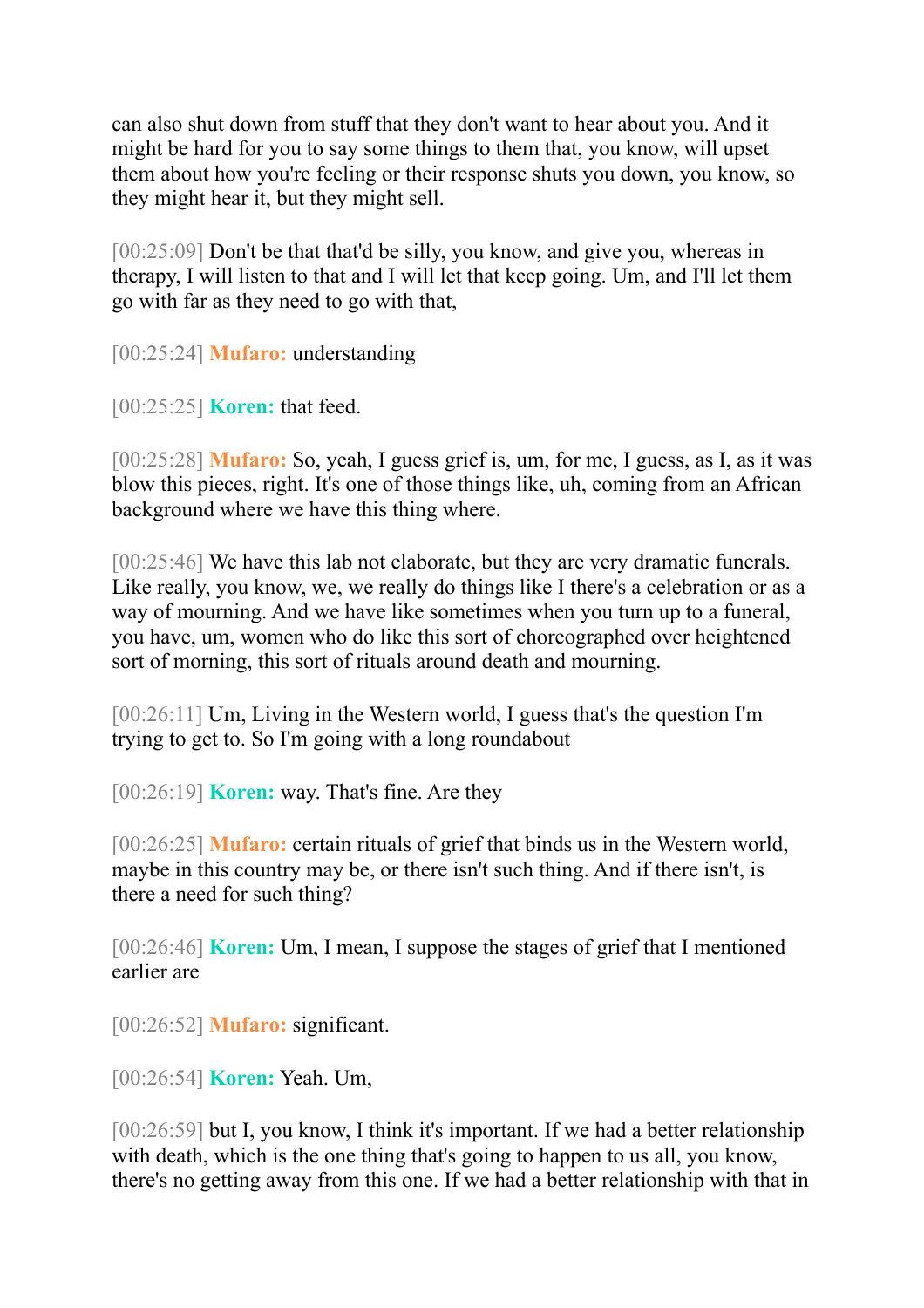can also shut down from stuff that they don't want to hear about you. And it might be hard for you to say some things to them that, you know, will upset them about how you're feeling or their response shuts you down, you know, so they might hear it, but they might sell.

[00:25:09] Don't be that that'd be silly, you know, and give you, whereas in therapy, I will listen to that and I will let that keep going. Um, and I'll let them go with far as they need to go with that,

[00:25:24] **Mufaro:** understanding

[00:25:25] **Koren:** that feed.

[00:25:28] **Mufaro:** So, yeah, I guess grief is, um, for me, I guess, as I, as it was blow this pieces, right. It's one of those things like, uh, coming from an African background where we have this thing where.

[00:25:46] We have this lab not elaborate, but they are very dramatic funerals. Like really, you know, we, we really do things like I there's a celebration or as a way of mourning. And we have like sometimes when you turn up to a funeral, you have, um, women who do like this sort of choreographed over heightened sort of morning, this sort of rituals around death and mourning.

[00:26:11] Um, Living in the Western world, I guess that's the question I'm trying to get to. So I'm going with a long roundabout

[00:26:19] **Koren:** way. That's fine. Are they

[00:26:25] **Mufaro:** certain rituals of grief that binds us in the Western world, maybe in this country may be, or there isn't such thing. And if there isn't, is there a need for such thing?

[00:26:46] **Koren:** Um, I mean, I suppose the stages of grief that I mentioned earlier are

[00:26:52] **Mufaro:** significant.

[00:26:54] **Koren:** Yeah. Um,

[00:26:59] but I, you know, I think it's important. If we had a better relationship with death, which is the one thing that's going to happen to us all, you know, there's no getting away from this one. If we had a better relationship with that in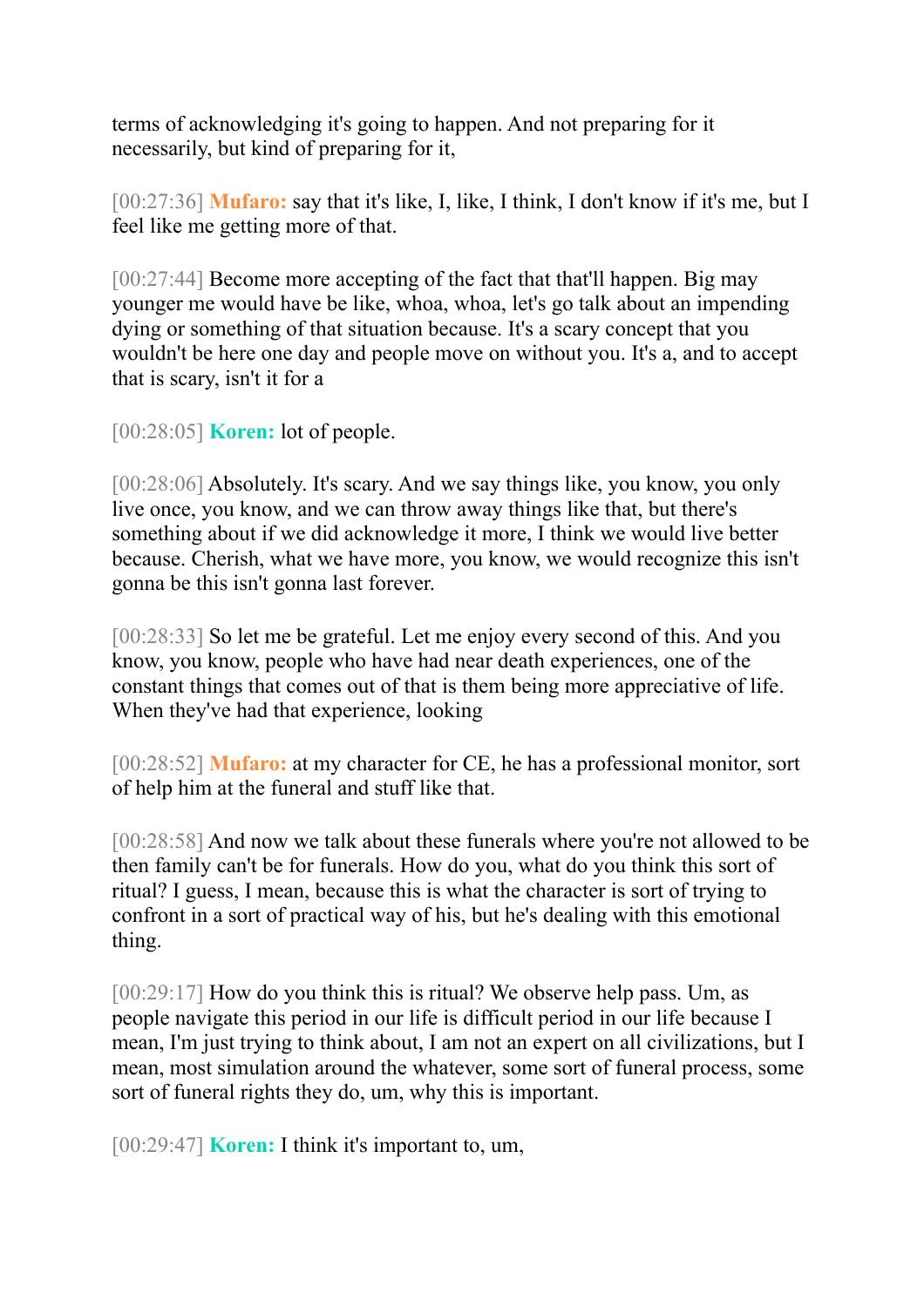terms of acknowledging it's going to happen. And not preparing for it necessarily, but kind of preparing for it,

[00:27:36] **Mufaro:** say that it's like, I, like, I think, I don't know if it's me, but I feel like me getting more of that.

[00:27:44] Become more accepting of the fact that that'll happen. Big may younger me would have be like, whoa, whoa, let's go talk about an impending dying or something of that situation because. It's a scary concept that you wouldn't be here one day and people move on without you. It's a, and to accept that is scary, isn't it for a

[00:28:05] **Koren:** lot of people.

[00:28:06] Absolutely. It's scary. And we say things like, you know, you only live once, you know, and we can throw away things like that, but there's something about if we did acknowledge it more, I think we would live better because. Cherish, what we have more, you know, we would recognize this isn't gonna be this isn't gonna last forever.

[00:28:33] So let me be grateful. Let me enjoy every second of this. And you know, you know, people who have had near death experiences, one of the constant things that comes out of that is them being more appreciative of life. When they've had that experience, looking

[00:28:52] **Mufaro:** at my character for CE, he has a professional monitor, sort of help him at the funeral and stuff like that.

[00:28:58] And now we talk about these funerals where you're not allowed to be then family can't be for funerals. How do you, what do you think this sort of ritual? I guess, I mean, because this is what the character is sort of trying to confront in a sort of practical way of his, but he's dealing with this emotional thing.

[00:29:17] How do you think this is ritual? We observe help pass. Um, as people navigate this period in our life is difficult period in our life because I mean, I'm just trying to think about, I am not an expert on all civilizations, but I mean, most simulation around the whatever, some sort of funeral process, some sort of funeral rights they do, um, why this is important.

[00:29:47] **Koren:** I think it's important to, um,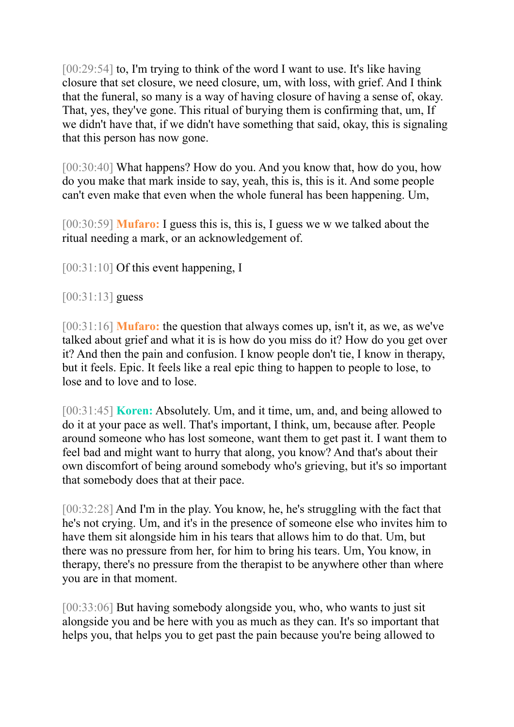[00:29:54] to, I'm trying to think of the word I want to use. It's like having closure that set closure, we need closure, um, with loss, with grief. And I think that the funeral, so many is a way of having closure of having a sense of, okay. That, yes, they've gone. This ritual of burying them is confirming that, um, If we didn't have that, if we didn't have something that said, okay, this is signaling that this person has now gone.

[00:30:40] What happens? How do you. And you know that, how do you, how do you make that mark inside to say, yeah, this is, this is it. And some people can't even make that even when the whole funeral has been happening. Um,

[00:30:59] **Mufaro:** I guess this is, this is, I guess we w we talked about the ritual needing a mark, or an acknowledgement of.

[00:31:10] Of this event happening, I

[00:31:13] guess

[00:31:16] **Mufaro:** the question that always comes up, isn't it, as we, as we've talked about grief and what it is is how do you miss do it? How do you get over it? And then the pain and confusion. I know people don't tie, I know in therapy, but it feels. Epic. It feels like a real epic thing to happen to people to lose, to lose and to love and to lose.

[00:31:45] **Koren:** Absolutely. Um, and it time, um, and, and being allowed to do it at your pace as well. That's important, I think, um, because after. People around someone who has lost someone, want them to get past it. I want them to feel bad and might want to hurry that along, you know? And that's about their own discomfort of being around somebody who's grieving, but it's so important that somebody does that at their pace.

[00:32:28] And I'm in the play. You know, he, he's struggling with the fact that he's not crying. Um, and it's in the presence of someone else who invites him to have them sit alongside him in his tears that allows him to do that. Um, but there was no pressure from her, for him to bring his tears. Um, You know, in therapy, there's no pressure from the therapist to be anywhere other than where you are in that moment.

[00:33:06] But having somebody alongside you, who, who wants to just sit alongside you and be here with you as much as they can. It's so important that helps you, that helps you to get past the pain because you're being allowed to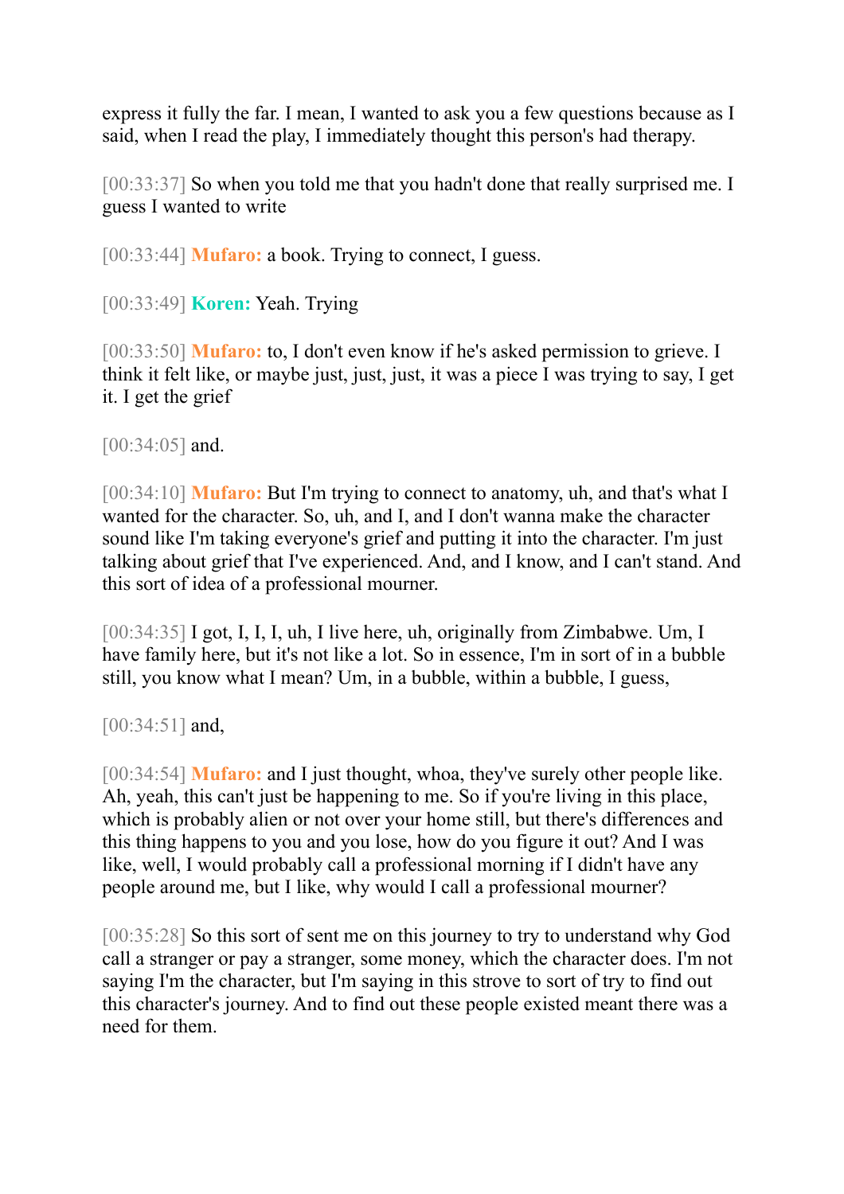express it fully the far. I mean, I wanted to ask you a few questions because as I said, when I read the play, I immediately thought this person's had therapy.

[00:33:37] So when you told me that you hadn't done that really surprised me. I guess I wanted to write

[00:33:44] **Mufaro:** a book. Trying to connect, I guess.

[00:33:49] **Koren:** Yeah. Trying

[00:33:50] **Mufaro:** to, I don't even know if he's asked permission to grieve. I think it felt like, or maybe just, just, just, it was a piece I was trying to say, I get it. I get the grief

[00:34:05] and.

[00:34:10] **Mufaro:** But I'm trying to connect to anatomy, uh, and that's what I wanted for the character. So, uh, and I, and I don't wanna make the character sound like I'm taking everyone's grief and putting it into the character. I'm just talking about grief that I've experienced. And, and I know, and I can't stand. And this sort of idea of a professional mourner.

[00:34:35] I got, I, I, I, uh, I live here, uh, originally from Zimbabwe. Um, I have family here, but it's not like a lot. So in essence, I'm in sort of in a bubble still, you know what I mean? Um, in a bubble, within a bubble, I guess,

[00:34:51] and,

[00:34:54] **Mufaro:** and I just thought, whoa, they've surely other people like. Ah, yeah, this can't just be happening to me. So if you're living in this place, which is probably alien or not over your home still, but there's differences and this thing happens to you and you lose, how do you figure it out? And I was like, well, I would probably call a professional morning if I didn't have any people around me, but I like, why would I call a professional mourner?

[00:35:28] So this sort of sent me on this journey to try to understand why God call a stranger or pay a stranger, some money, which the character does. I'm not saying I'm the character, but I'm saying in this strove to sort of try to find out this character's journey. And to find out these people existed meant there was a need for them.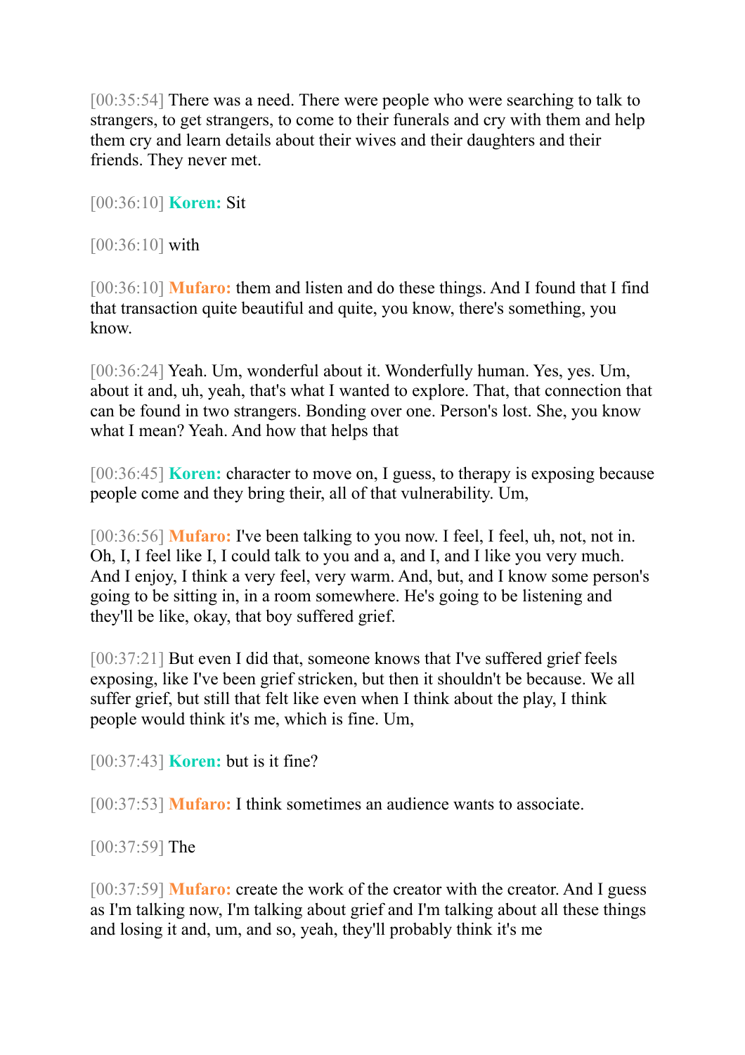[00:35:54] There was a need. There were people who were searching to talk to strangers, to get strangers, to come to their funerals and cry with them and help them cry and learn details about their wives and their daughters and their friends. They never met.

[00:36:10] **Koren:** Sit

[00:36:10] with

[00:36:10] **Mufaro:** them and listen and do these things. And I found that I find that transaction quite beautiful and quite, you know, there's something, you know.

[00:36:24] Yeah. Um, wonderful about it. Wonderfully human. Yes, yes. Um, about it and, uh, yeah, that's what I wanted to explore. That, that connection that can be found in two strangers. Bonding over one. Person's lost. She, you know what I mean? Yeah. And how that helps that

[00:36:45] **Koren:** character to move on, I guess, to therapy is exposing because people come and they bring their, all of that vulnerability. Um,

[00:36:56] **Mufaro:** I've been talking to you now. I feel, I feel, uh, not, not in. Oh, I, I feel like I, I could talk to you and a, and I, and I like you very much. And I enjoy, I think a very feel, very warm. And, but, and I know some person's going to be sitting in, in a room somewhere. He's going to be listening and they'll be like, okay, that boy suffered grief.

[00:37:21] But even I did that, someone knows that I've suffered grief feels exposing, like I've been grief stricken, but then it shouldn't be because. We all suffer grief, but still that felt like even when I think about the play, I think people would think it's me, which is fine. Um,

[00:37:43] **Koren:** but is it fine?

[00:37:53] **Mufaro:** I think sometimes an audience wants to associate.

[00:37:59] The

[00:37:59] **Mufaro:** create the work of the creator with the creator. And I guess as I'm talking now, I'm talking about grief and I'm talking about all these things and losing it and, um, and so, yeah, they'll probably think it's me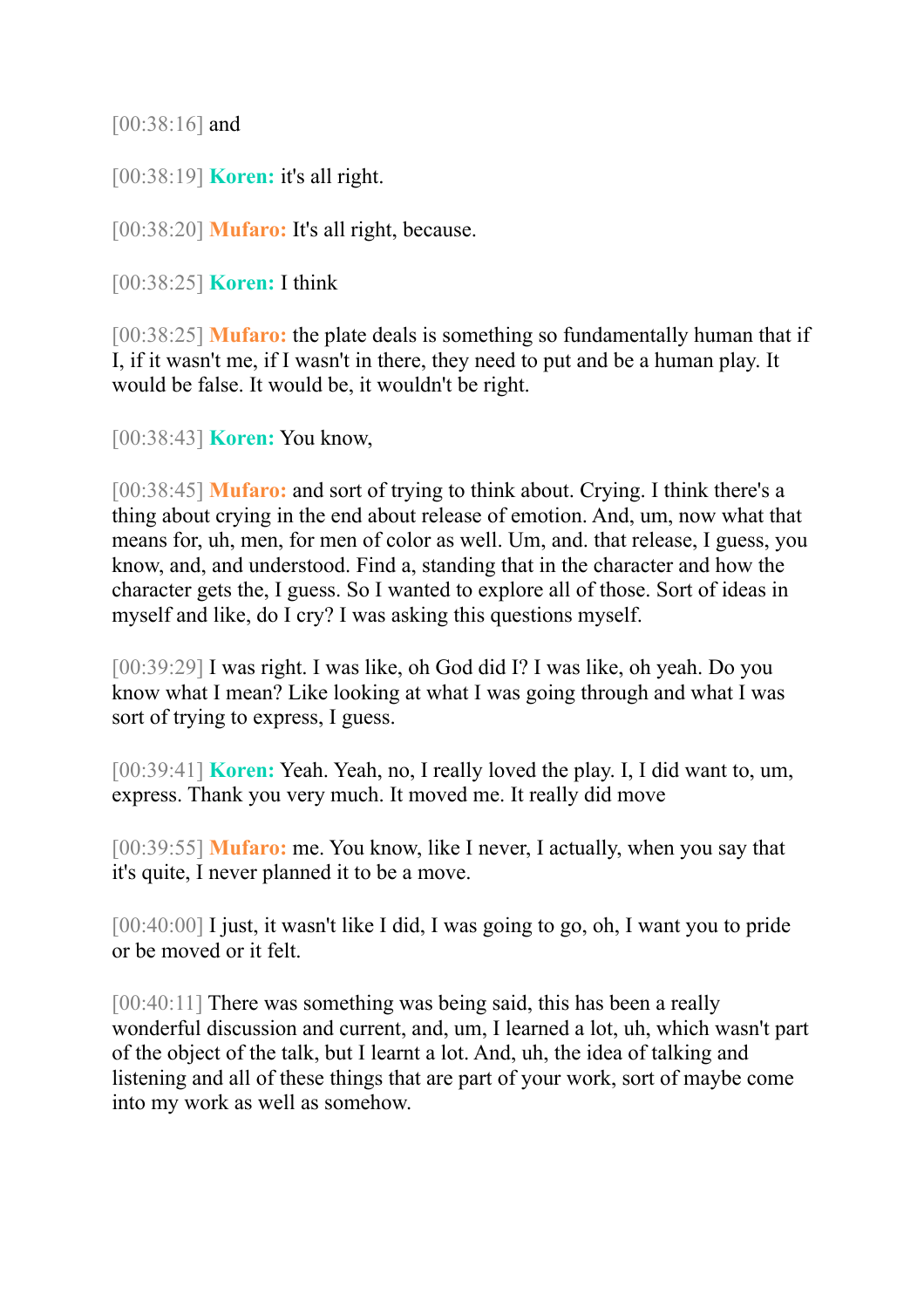[00:38:16] and

[00:38:19] **Koren:** it's all right.

[00:38:20] **Mufaro:** It's all right, because.

[00:38:25] **Koren:** I think

[00:38:25] **Mufaro:** the plate deals is something so fundamentally human that if I, if it wasn't me, if I wasn't in there, they need to put and be a human play. It would be false. It would be, it wouldn't be right.

[00:38:43] **Koren:** You know,

[00:38:45] **Mufaro:** and sort of trying to think about. Crying. I think there's a thing about crying in the end about release of emotion. And, um, now what that means for, uh, men, for men of color as well. Um, and. that release, I guess, you know, and, and understood. Find a, standing that in the character and how the character gets the, I guess. So I wanted to explore all of those. Sort of ideas in myself and like, do I cry? I was asking this questions myself.

[00:39:29] I was right. I was like, oh God did I? I was like, oh yeah. Do you know what I mean? Like looking at what I was going through and what I was sort of trying to express, I guess.

[00:39:41] **Koren:** Yeah. Yeah, no, I really loved the play. I, I did want to, um, express. Thank you very much. It moved me. It really did move

[00:39:55] **Mufaro:** me. You know, like I never, I actually, when you say that it's quite, I never planned it to be a move.

[00:40:00] I just, it wasn't like I did, I was going to go, oh, I want you to pride or be moved or it felt.

[00:40:11] There was something was being said, this has been a really wonderful discussion and current, and, um, I learned a lot, uh, which wasn't part of the object of the talk, but I learnt a lot. And, uh, the idea of talking and listening and all of these things that are part of your work, sort of maybe come into my work as well as somehow.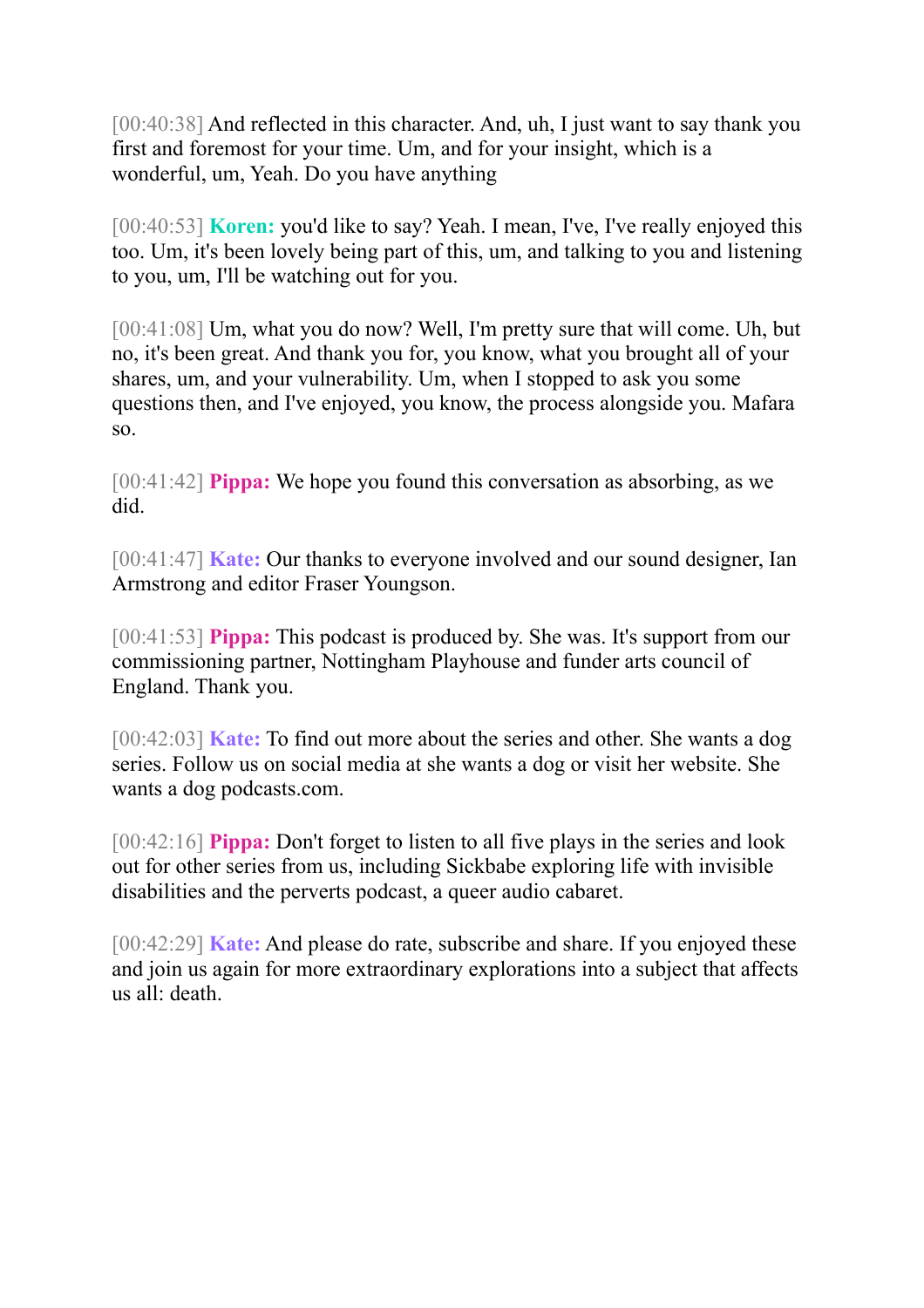[00:40:38] And reflected in this character. And, uh, I just want to say thank you first and foremost for your time. Um, and for your insight, which is a wonderful, um, Yeah. Do you have anything

[00:40:53] **Koren:** you'd like to say? Yeah. I mean, I've, I've really enjoyed this too. Um, it's been lovely being part of this, um, and talking to you and listening to you, um, I'll be watching out for you.

[00:41:08] Um, what you do now? Well, I'm pretty sure that will come. Uh, but no, it's been great. And thank you for, you know, what you brought all of your shares, um, and your vulnerability. Um, when I stopped to ask you some questions then, and I've enjoyed, you know, the process alongside you. Mafara so.

[00:41:42] **Pippa:** We hope you found this conversation as absorbing, as we did.

[00:41:47] **Kate:** Our thanks to everyone involved and our sound designer, Ian Armstrong and editor Fraser Youngson.

[00:41:53] **Pippa:** This podcast is produced by. She was. It's support from our commissioning partner, Nottingham Playhouse and funder arts council of England. Thank you.

[00:42:03] **Kate:** To find out more about the series and other. She wants a dog series. Follow us on social media at she wants a dog or visit her website. She wants a dog podcasts.com.

[00:42:16] **Pippa:** Don't forget to listen to all five plays in the series and look out for other series from us, including Sickbabe exploring life with invisible disabilities and the perverts podcast, a queer audio cabaret.

[00:42:29] **Kate:** And please do rate, subscribe and share. If you enjoyed these and join us again for more extraordinary explorations into a subject that affects us all: death.